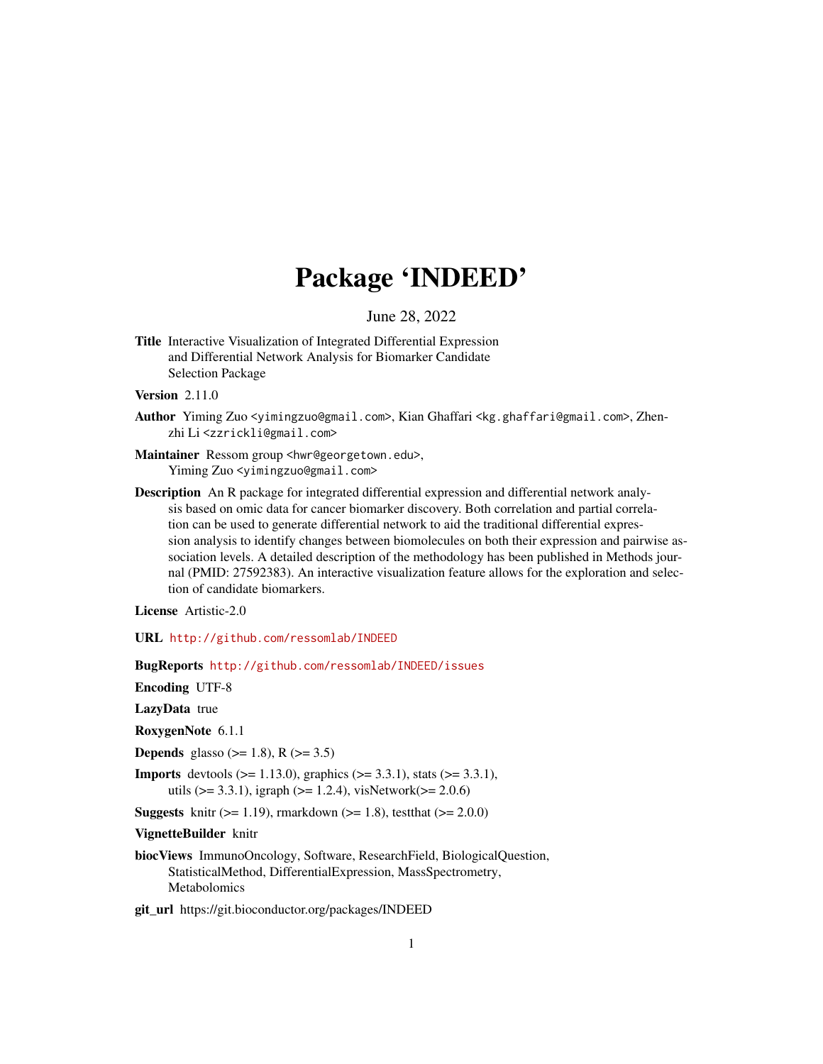# Package 'INDEED'

June 28, 2022

**Title** Interactive Visualization of Integrated Differential Expression and Differential Network Analysis for Biomarker Candidate Selection Package

**Version** 2.11.0

**Author** Yiming Zuo <yimingzuo@gmail.com>, Kian Ghaffari <kg.ghaffari@gmail.com>, Zhenzhi Li <zzrickli@gmail.com>

**Maintainer** Ressom group <hwr@georgetown.edu>, Yiming Zuo <yimingzuo@gmail.com>

**Description** An R package for integrated differential expression and differential network analysis based on omic data for cancer biomarker discovery. Both correlation and partial correlation can be used to generate differential network to aid the traditional differential expression analysis to identify changes between biomolecules on both their expression and pairwise association levels. A detailed description of the methodology has been published in Methods journal (PMID: 27592383). An interactive visualization feature allows for the exploration and selection of candidate biomarkers.

**License** Artistic-2.0

**URL** http://github.com/ressomlab/INDEED

**BugReports** http://github.com/ressomlab/INDEED/issues

**Encoding** UTF-8

**LazyData** true

**RoxygenNote** 6.1.1

**Depends** glasso (>= 1.8), R (>= 3.5)

**Imports** devtools (>= 1.13.0), graphics (>= 3.3.1), stats (>= 3.3.1), utils (>= 3.3.1), igraph (>= 1.2.4), visNetwork(>= 2.0.6)

**Suggests** knitr (>= 1.19), rmarkdown (>= 1.8), testthat (>= 2.0.0)

**VignetteBuilder** knitr

**biocViews** ImmunoOncology, Software, ResearchField, BiologicalQuestion, StatisticalMethod, DifferentialExpression, MassSpectrometry, Metabolomics

**git_url** https://git.bioconductor.org/packages/INDEED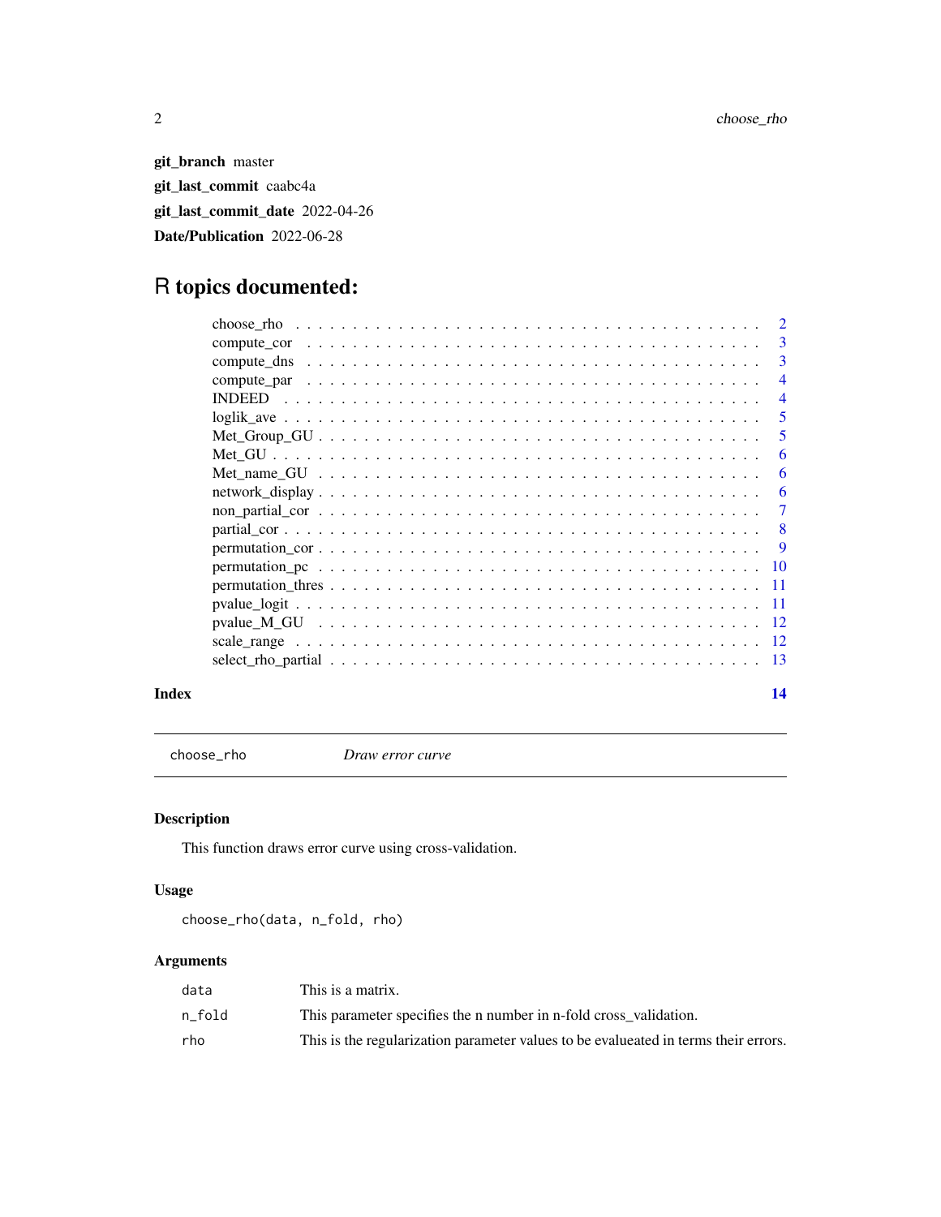**git_branch** master

**git_last_commit** caabc4a

**git_last_commit_date** 2022-04-26

**Date/Publication** 2022-06-28

# R topics documented:

| | |
|---|---|
| choose_rho | 2 |
| compute_cor | 3 |
| compute_dns | 3 |
| compute_par | 4 |
| INDEED | 4 |
| loglik_ave | 5 |
| Met_Group_GU | 5 |
| Met_GU | 6 |
| Met_name_GU | 6 |
| network_display | 6 |
| non_partial_cor | 7 |
| partial_cor | 8 |
| permutation_cor | 9 |
| permutation_pc | 10 |
| permutation_thres | 11 |
| pvalue_logit | 11 |
| pvalue_M_GU | 12 |
| scale_range | 12 |
| select_rho_partial | 13 |

**Index** **14**

---

## choose_rho &nbsp;&nbsp;&nbsp; *Draw error curve*

### Description

This function draws error curve using cross-validation.

### Usage

```
choose_rho(data, n_fold, rho)
```

### Arguments

| | |
|---|---|
| `data` | This is a matrix. |
| `n_fold` | This parameter specifies the n number in n-fold cross_validation. |
| `rho` | This is the regularization parameter values to be evalueated in terms their errors. |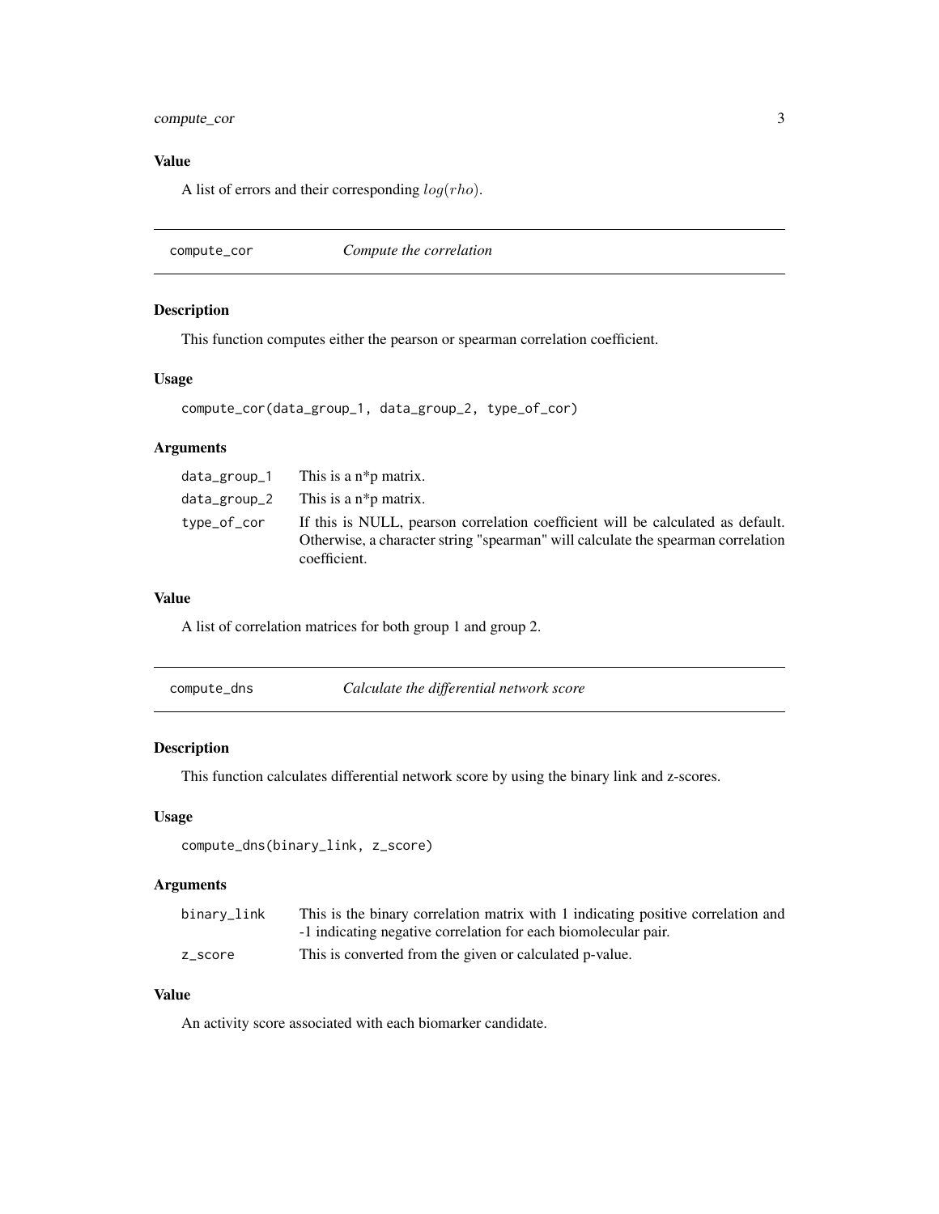## Value

A list of errors and their corresponding $log(rho)$.

---

`compute_cor` *Compute the correlation*

---

### Description

This function computes either the pearson or spearman correlation coefficient.

### Usage

```
compute_cor(data_group_1, data_group_2, type_of_cor)
```

### Arguments

| | |
|---|---|
| data_group_1 | This is a n*p matrix. |
| data_group_2 | This is a n*p matrix. |
| type_of_cor | If this is NULL, pearson correlation coefficient will be calculated as default. Otherwise, a character string "spearman" will calculate the spearman correlation coefficient. |

### Value

A list of correlation matrices for both group 1 and group 2.

---

`compute_dns` *Calculate the differential network score*

---

### Description

This function calculates differential network score by using the binary link and z-scores.

### Usage

```
compute_dns(binary_link, z_score)
```

### Arguments

| | |
|---|---|
| binary_link | This is the binary correlation matrix with 1 indicating positive correlation and -1 indicating negative correlation for each biomolecular pair. |
| z_score | This is converted from the given or calculated p-value. |

### Value

An activity score associated with each biomarker candidate.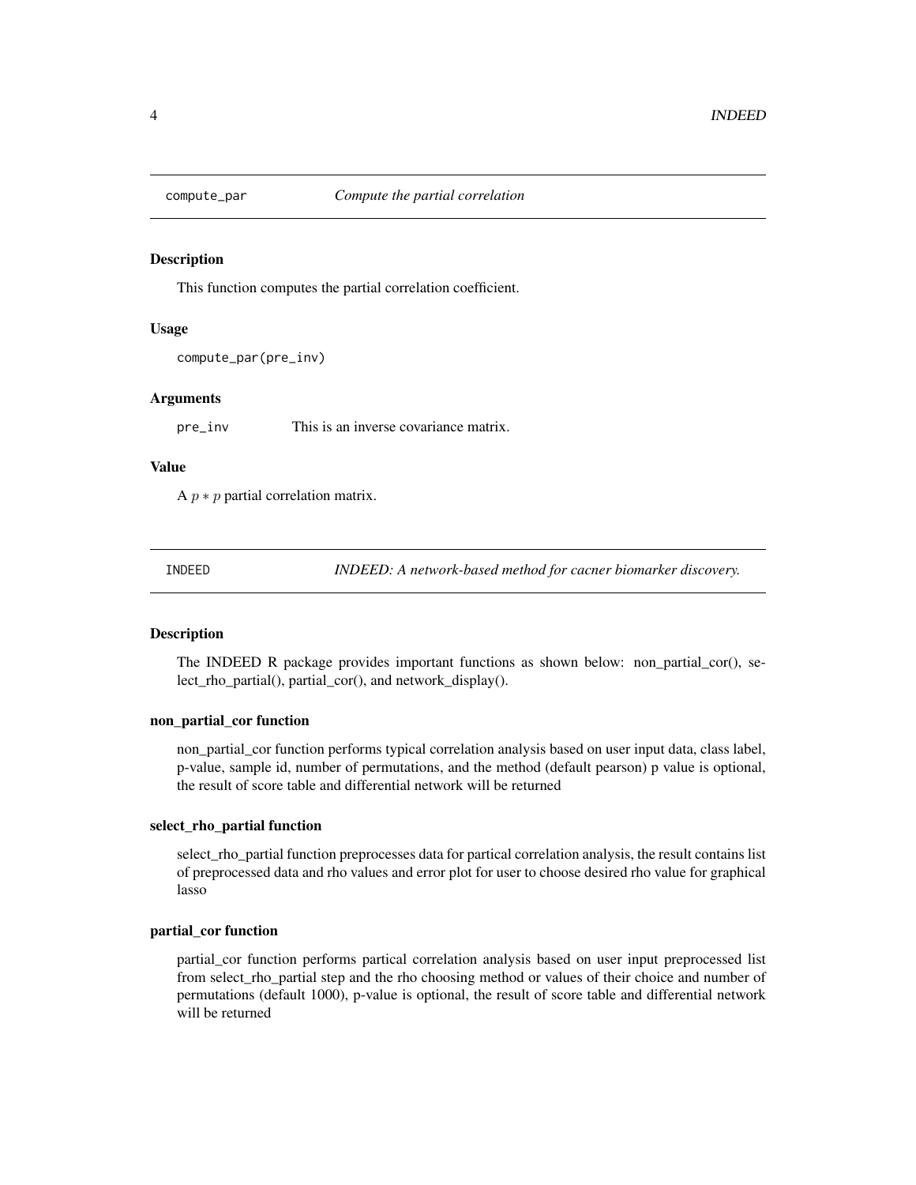## compute_par *Compute the partial correlation*

### Description

This function computes the partial correlation coefficient.

### Usage

```
compute_par(pre_inv)
```

### Arguments

pre_inv This is an inverse covariance matrix.

### Value

A $p * p$ partial correlation matrix.

## INDEED *INDEED: A network-based method for cacner biomarker discovery.*

### Description

The INDEED R package provides important functions as shown below: non_partial_cor(), select_rho_partial(), partial_cor(), and network_display().

### non_partial_cor function

non_partial_cor function performs typical correlation analysis based on user input data, class label, p-value, sample id, number of permutations, and the method (default pearson) p value is optional, the result of score table and differential network will be returned

### select_rho_partial function

select_rho_partial function preprocesses data for partical correlation analysis, the result contains list of preprocessed data and rho values and error plot for user to choose desired rho value for graphical lasso

### partial_cor function

partial_cor function performs partical correlation analysis based on user input preprocessed list from select_rho_partial step and the rho choosing method or values of their choice and number of permutations (default 1000), p-value is optional, the result of score table and differential network will be returned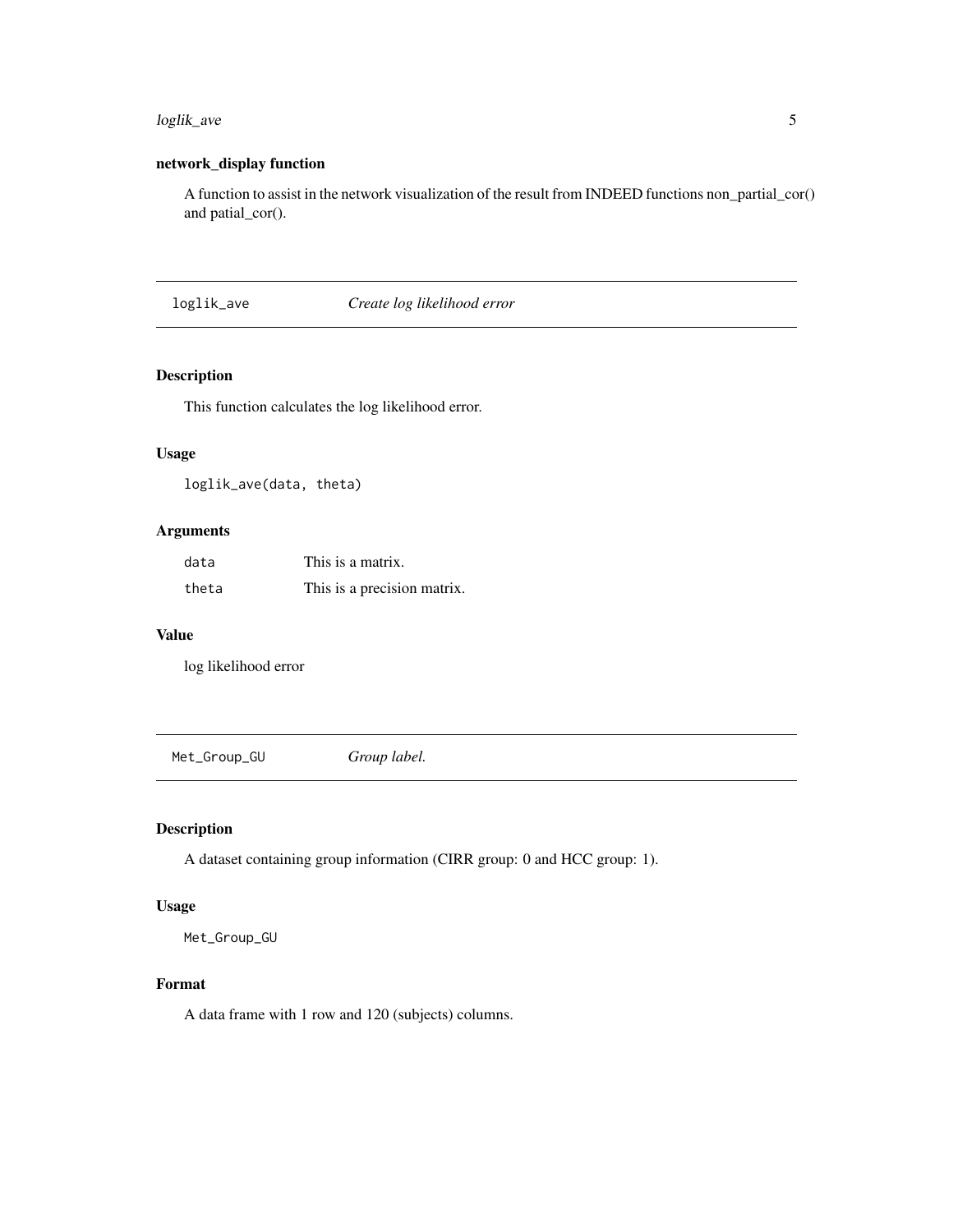**network_display function**

A function to assist in the network visualization of the result from INDEED functions non_partial_cor() and patial_cor().

---

## loglik_ave *Create log likelihood error*

### Description

This function calculates the log likelihood error.

### Usage

```
loglik_ave(data, theta)
```

### Arguments

| | |
|---|---|
| data | This is a matrix. |
| theta | This is a precision matrix. |

### Value

log likelihood error

---

## Met_Group_GU *Group label.*

### Description

A dataset containing group information (CIRR group: 0 and HCC group: 1).

### Usage

```
Met_Group_GU
```

### Format

A data frame with 1 row and 120 (subjects) columns.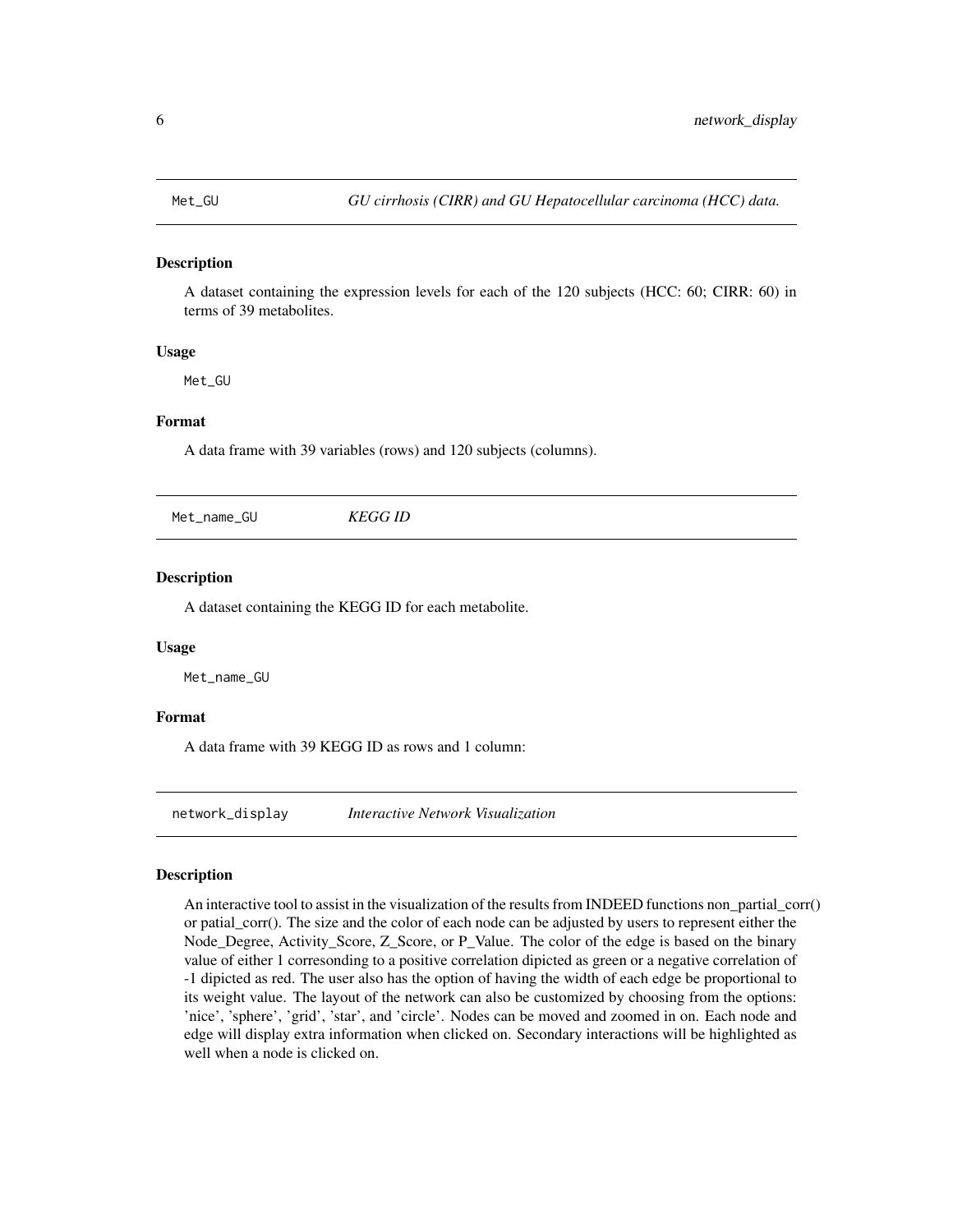## Met_GU    *GU cirrhosis (CIRR) and GU Hepatocellular carcinoma (HCC) data.*

### Description

A dataset containing the expression levels for each of the 120 subjects (HCC: 60; CIRR: 60) in terms of 39 metabolites.

### Usage

```
Met_GU
```

### Format

A data frame with 39 variables (rows) and 120 subjects (columns).

## Met_name_GU    *KEGG ID*

### Description

A dataset containing the KEGG ID for each metabolite.

### Usage

```
Met_name_GU
```

### Format

A data frame with 39 KEGG ID as rows and 1 column:

## network_display    *Interactive Network Visualization*

### Description

An interactive tool to assist in the visualization of the results from INDEED functions non_partial_corr() or patial_corr(). The size and the color of each node can be adjusted by users to represent either the Node_Degree, Activity_Score, Z_Score, or P_Value. The color of the edge is based on the binary value of either 1 corresonding to a positive correlation dipicted as green or a negative correlation of -1 dipicted as red. The user also has the option of having the width of each edge be proportional to its weight value. The layout of the network can also be customized by choosing from the options: 'nice', 'sphere', 'grid', 'star', and 'circle'. Nodes can be moved and zoomed in on. Each node and edge will display extra information when clicked on. Secondary interactions will be highlighted as well when a node is clicked on.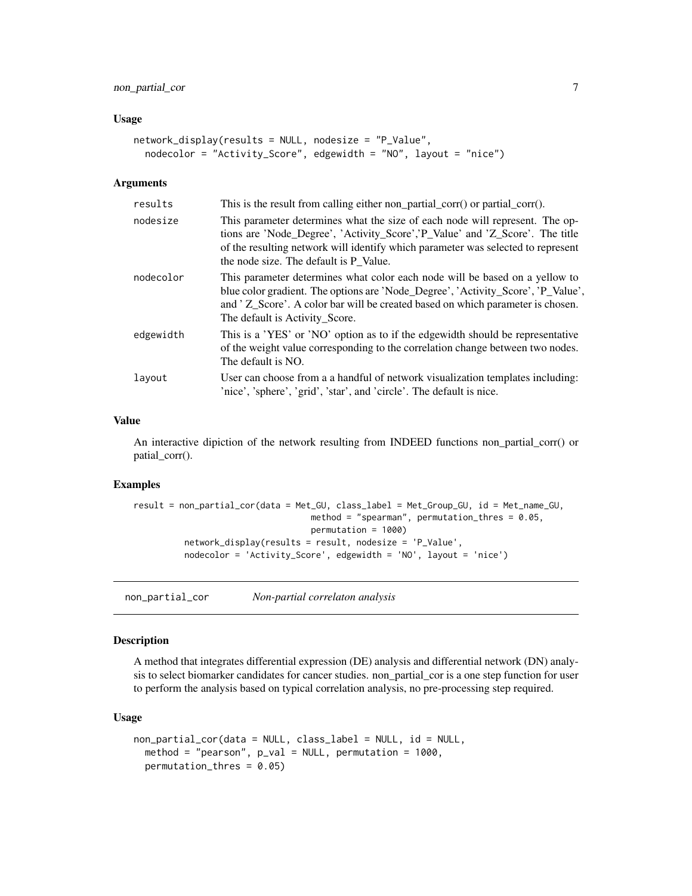### Usage

```
network_display(results = NULL, nodesize = "P_Value",
  nodecolor = "Activity_Score", edgewidth = "NO", layout = "nice")
```

### Arguments

| | |
|---|---|
| results | This is the result from calling either non_partial_corr() or partial_corr(). |
| nodesize | This parameter determines what the size of each node will represent. The options are 'Node_Degree', 'Activity_Score','P_Value' and 'Z_Score'. The title of the resulting network will identify which parameter was selected to represent the node size. The default is P_Value. |
| nodecolor | This parameter determines what color each node will be based on a yellow to blue color gradient. The options are 'Node_Degree', 'Activity_Score', 'P_Value', and ' Z_Score'. A color bar will be created based on which parameter is chosen. The default is Activity_Score. |
| edgewidth | This is a 'YES' or 'NO' option as to if the edgewidth should be representative of the weight value corresponding to the correlation change between two nodes. The default is NO. |
| layout | User can choose from a a handful of network visualization templates including: 'nice', 'sphere', 'grid', 'star', and 'circle'. The default is nice. |

### Value

An interactive dipiction of the network resulting from INDEED functions non_partial_corr() or patial_corr().

### Examples

```
result = non_partial_cor(data = Met_GU, class_label = Met_Group_GU, id = Met_name_GU,
                                  method = "spearman", permutation_thres = 0.05,
                                  permutation = 1000)
         network_display(results = result, nodesize = 'P_Value',
         nodecolor = 'Activity_Score', edgewidth = 'NO', layout = 'nice')
```

---

## non_partial_cor — *Non-partial correlaton analysis*

### Description

A method that integrates differential expression (DE) analysis and differential network (DN) analysis to select biomarker candidates for cancer studies. non_partial_cor is a one step function for user to perform the analysis based on typical correlation analysis, no pre-processing step required.

### Usage

```
non_partial_cor(data = NULL, class_label = NULL, id = NULL,
  method = "pearson", p_val = NULL, permutation = 1000,
  permutation_thres = 0.05)
```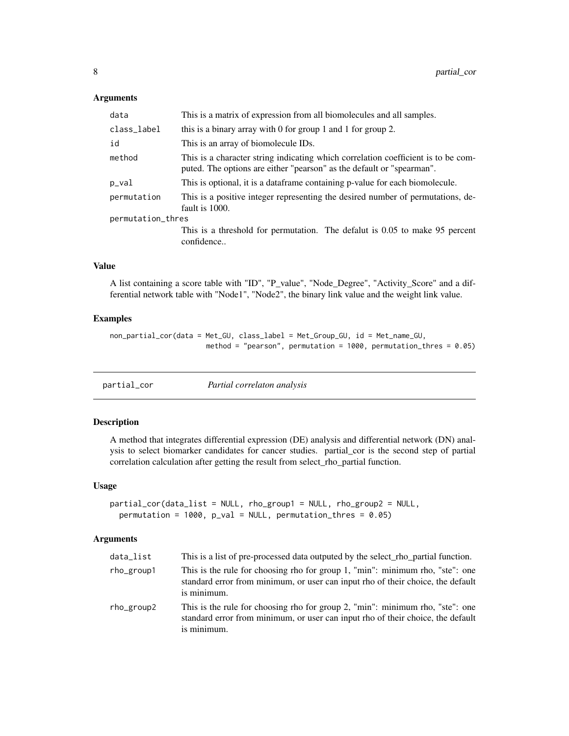### Arguments

| | |
|---|---|
| data | This is a matrix of expression from all biomolecules and all samples. |
| class_label | this is a binary array with 0 for group 1 and 1 for group 2. |
| id | This is an array of biomolecule IDs. |
| method | This is a character string indicating which correlation coefficient is to be computed. The options are either "pearson" as the default or "spearman". |
| p_val | This is optional, it is a dataframe containing p-value for each biomolecule. |
| permutation | This is a positive integer representing the desired number of permutations, default is 1000. |
| permutation_thres | This is a threshold for permutation. The defalut is 0.05 to make 95 percent confidence.. |

### Value

A list containing a score table with "ID", "P_value", "Node_Degree", "Activity_Score" and a differential network table with "Node1", "Node2", the binary link value and the weight link value.

### Examples

```
non_partial_cor(data = Met_GU, class_label = Met_Group_GU, id = Met_name_GU,
                        method = "pearson", permutation = 1000, permutation_thres = 0.05)
```

---

## partial_cor    *Partial correlaton analysis*

### Description

A method that integrates differential expression (DE) analysis and differential network (DN) analysis to select biomarker candidates for cancer studies. partial_cor is the second step of partial correlation calculation after getting the result from select_rho_partial function.

### Usage

```
partial_cor(data_list = NULL, rho_group1 = NULL, rho_group2 = NULL,
  permutation = 1000, p_val = NULL, permutation_thres = 0.05)
```

### Arguments

| | |
|---|---|
| data_list | This is a list of pre-processed data outputed by the select_rho_partial function. |
| rho_group1 | This is the rule for choosing rho for group 1, "min": minimum rho, "ste": one standard error from minimum, or user can input rho of their choice, the default is minimum. |
| rho_group2 | This is the rule for choosing rho for group 2, "min": minimum rho, "ste": one standard error from minimum, or user can input rho of their choice, the default is minimum. |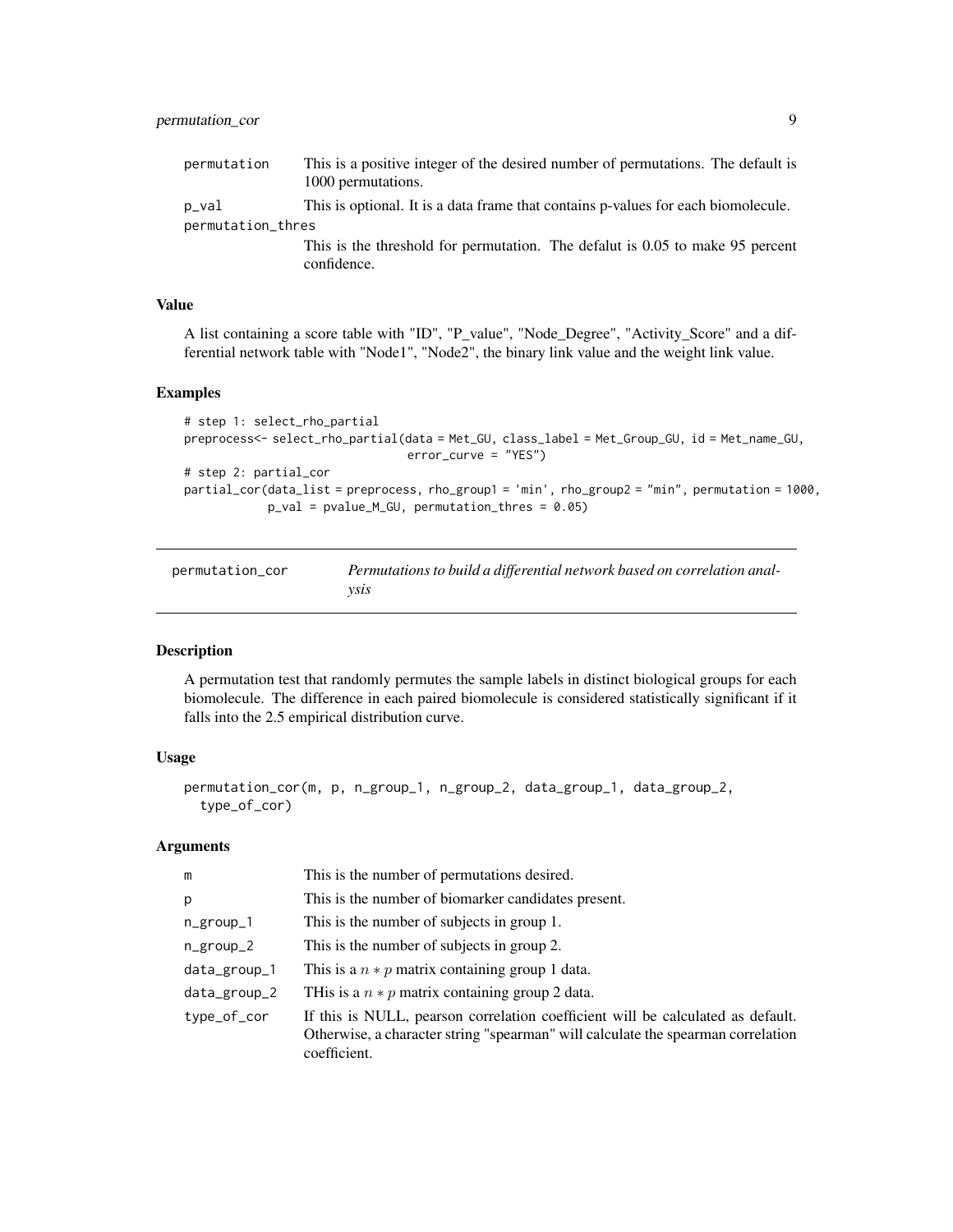| | |
|---|---|
| permutation | This is a positive integer of the desired number of permutations. The default is 1000 permutations. |
| p_val | This is optional. It is a data frame that contains p-values for each biomolecule. |
| permutation_thres | This is the threshold for permutation. The defalut is 0.05 to make 95 percent confidence. |

### Value

A list containing a score table with "ID", "P_value", "Node_Degree", "Activity_Score" and a differential network table with "Node1", "Node2", the binary link value and the weight link value.

### Examples

```
# step 1: select_rho_partial
preprocess<- select_rho_partial(data = Met_GU, class_label = Met_Group_GU, id = Met_name_GU,
                               error_curve = "YES")
# step 2: partial_cor
partial_cor(data_list = preprocess, rho_group1 = 'min', rho_group2 = "min", permutation = 1000,
            p_val = pvalue_M_GU, permutation_thres = 0.05)
```

---

## permutation_cor — *Permutations to build a differential network based on correlation analysis*

### Description

A permutation test that randomly permutes the sample labels in distinct biological groups for each biomolecule. The difference in each paired biomolecule is considered statistically significant if it falls into the 2.5 empirical distribution curve.

### Usage

```
permutation_cor(m, p, n_group_1, n_group_2, data_group_1, data_group_2,
  type_of_cor)
```

### Arguments

| | |
|---|---|
| m | This is the number of permutations desired. |
| p | This is the number of biomarker candidates present. |
| n_group_1 | This is the number of subjects in group 1. |
| n_group_2 | This is the number of subjects in group 2. |
| data_group_1 | This is a $n * p$ matrix containing group 1 data. |
| data_group_2 | THis is a $n * p$ matrix containing group 2 data. |
| type_of_cor | If this is NULL, pearson correlation coefficient will be calculated as default. Otherwise, a character string "spearman" will calculate the spearman correlation coefficient. |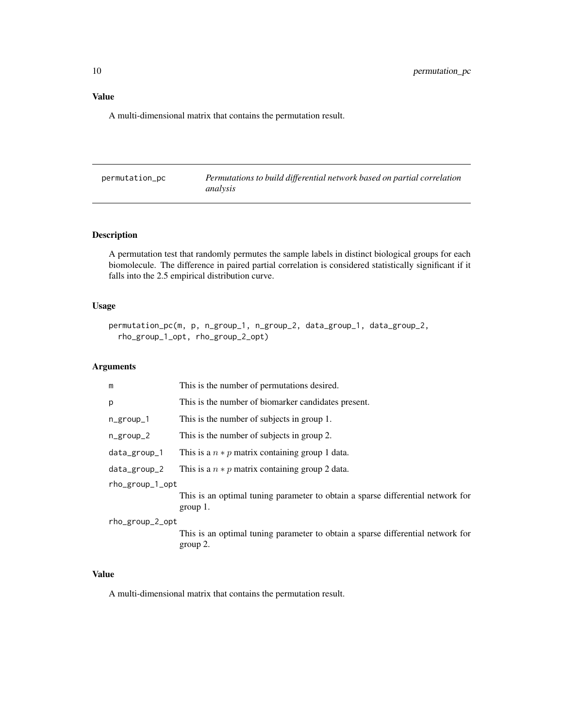### Value

A multi-dimensional matrix that contains the permutation result.

---

## permutation_pc &nbsp;&nbsp;&nbsp; *Permutations to build differential network based on partial correlation analysis*

---

### Description

A permutation test that randomly permutes the sample labels in distinct biological groups for each biomolecule. The difference in paired partial correlation is considered statistically significant if it falls into the 2.5 empirical distribution curve.

### Usage

```
permutation_pc(m, p, n_group_1, n_group_2, data_group_1, data_group_2,
  rho_group_1_opt, rho_group_2_opt)
```

### Arguments

| | |
|---|---|
| m | This is the number of permutations desired. |
| p | This is the number of biomarker candidates present. |
| n_group_1 | This is the number of subjects in group 1. |
| n_group_2 | This is the number of subjects in group 2. |
| data_group_1 | This is a $n * p$ matrix containing group 1 data. |
| data_group_2 | This is a $n * p$ matrix containing group 2 data. |
| rho_group_1_opt | This is an optimal tuning parameter to obtain a sparse differential network for group 1. |
| rho_group_2_opt | This is an optimal tuning parameter to obtain a sparse differential network for group 2. |

### Value

A multi-dimensional matrix that contains the permutation result.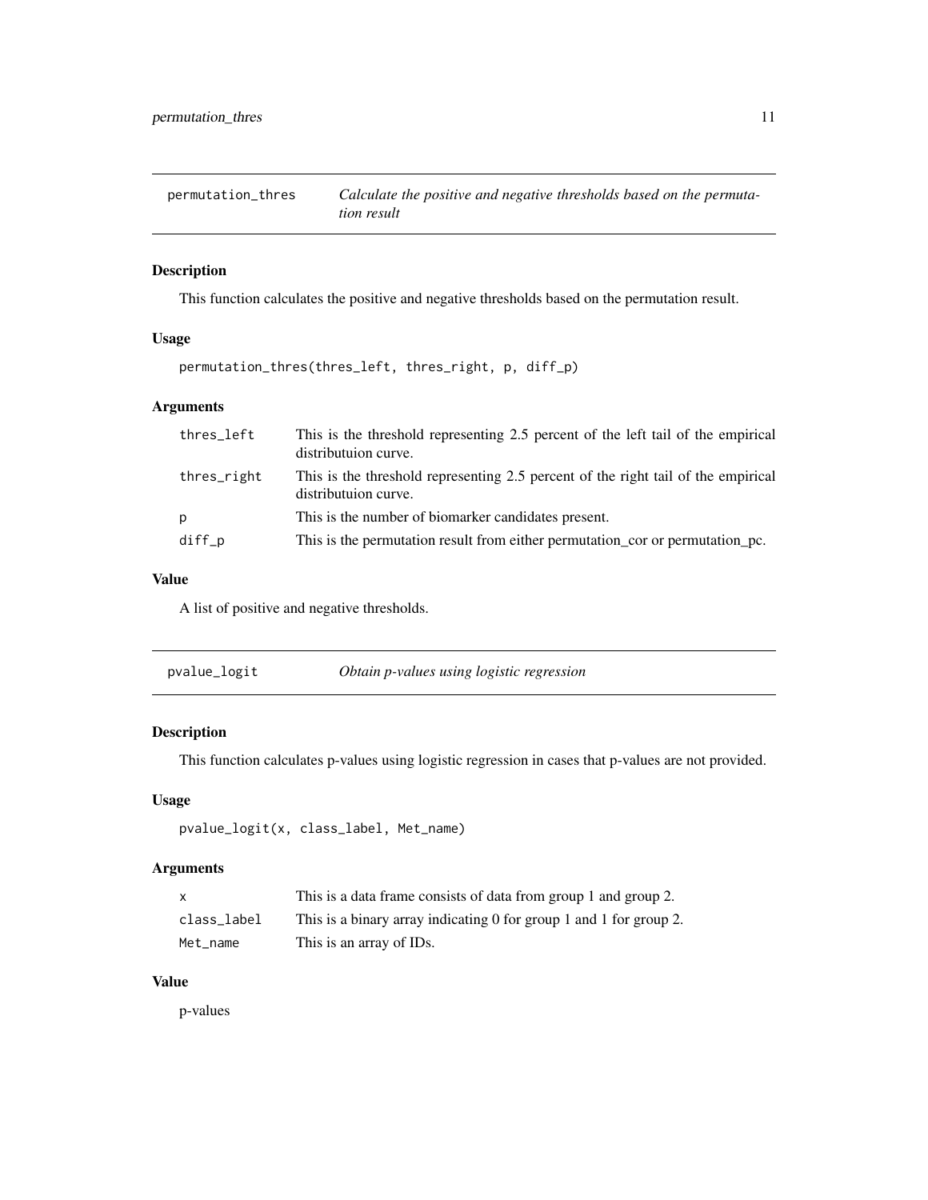## permutation_thres — *Calculate the positive and negative thresholds based on the permutation result*

### Description

This function calculates the positive and negative thresholds based on the permutation result.

### Usage

```
permutation_thres(thres_left, thres_right, p, diff_p)
```

### Arguments

| | |
|---|---|
| thres_left | This is the threshold representing 2.5 percent of the left tail of the empirical distributuion curve. |
| thres_right | This is the threshold representing 2.5 percent of the right tail of the empirical distributuion curve. |
| p | This is the number of biomarker candidates present. |
| diff_p | This is the permutation result from either permutation_cor or permutation_pc. |

### Value

A list of positive and negative thresholds.

## pvalue_logit — *Obtain p-values using logistic regression*

### Description

This function calculates p-values using logistic regression in cases that p-values are not provided.

### Usage

```
pvalue_logit(x, class_label, Met_name)
```

### Arguments

| | |
|---|---|
| x | This is a data frame consists of data from group 1 and group 2. |
| class_label | This is a binary array indicating 0 for group 1 and 1 for group 2. |
| Met_name | This is an array of IDs. |

### Value

p-values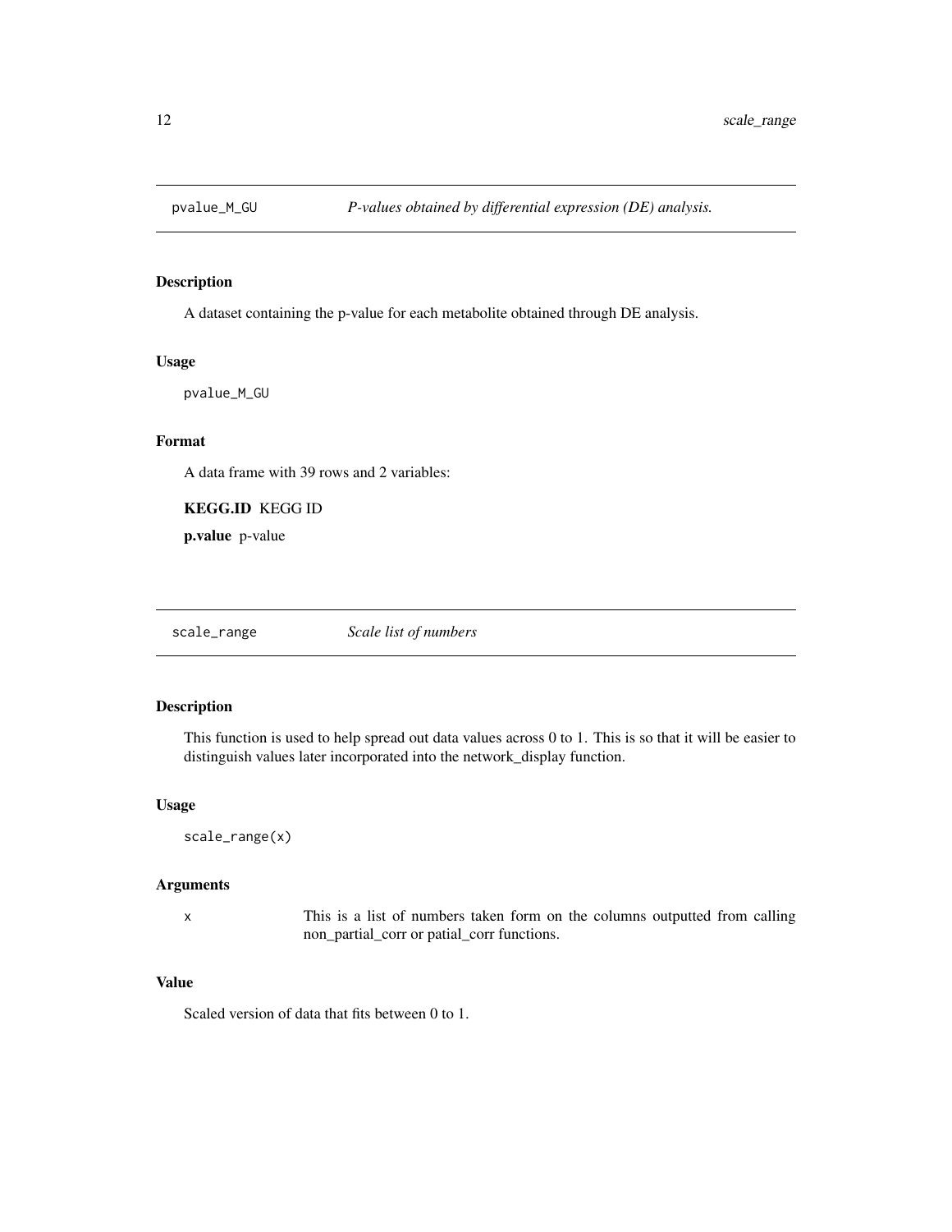## pvalue_M_GU — *P-values obtained by differential expression (DE) analysis.*

### Description

A dataset containing the p-value for each metabolite obtained through DE analysis.

### Usage

```
pvalue_M_GU
```

### Format

A data frame with 39 rows and 2 variables:

**KEGG.ID** KEGG ID

**p.value** p-value

## scale_range — *Scale list of numbers*

### Description

This function is used to help spread out data values across 0 to 1. This is so that it will be easier to distinguish values later incorporated into the network_display function.

### Usage

```
scale_range(x)
```

### Arguments

| | |
|---|---|
| x | This is a list of numbers taken form on the columns outputted from calling non_partial_corr or patial_corr functions. |

### Value

Scaled version of data that fits between 0 to 1.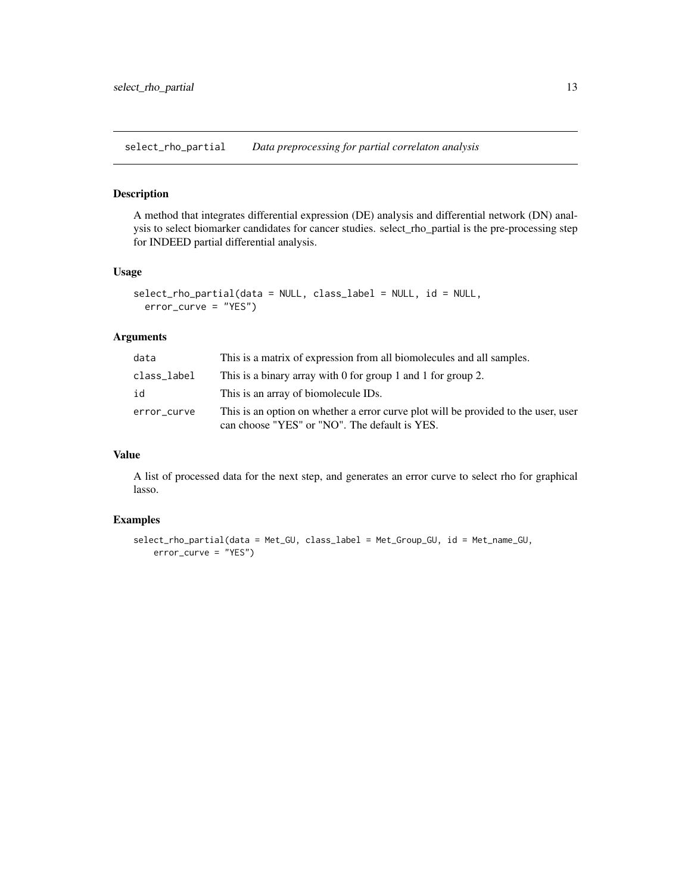select_rho_partial *Data preprocessing for partial correlaton analysis*

### Description

A method that integrates differential expression (DE) analysis and differential network (DN) analysis to select biomarker candidates for cancer studies. select_rho_partial is the pre-processing step for INDEED partial differential analysis.

### Usage

```
select_rho_partial(data = NULL, class_label = NULL, id = NULL,
  error_curve = "YES")
```

### Arguments

| | |
|---|---|
| data | This is a matrix of expression from all biomolecules and all samples. |
| class_label | This is a binary array with 0 for group 1 and 1 for group 2. |
| id | This is an array of biomolecule IDs. |
| error_curve | This is an option on whether a error curve plot will be provided to the user, user can choose "YES" or "NO". The default is YES. |

### Value

A list of processed data for the next step, and generates an error curve to select rho for graphical lasso.

### Examples

```
select_rho_partial(data = Met_GU, class_label = Met_Group_GU, id = Met_name_GU,
    error_curve = "YES")
```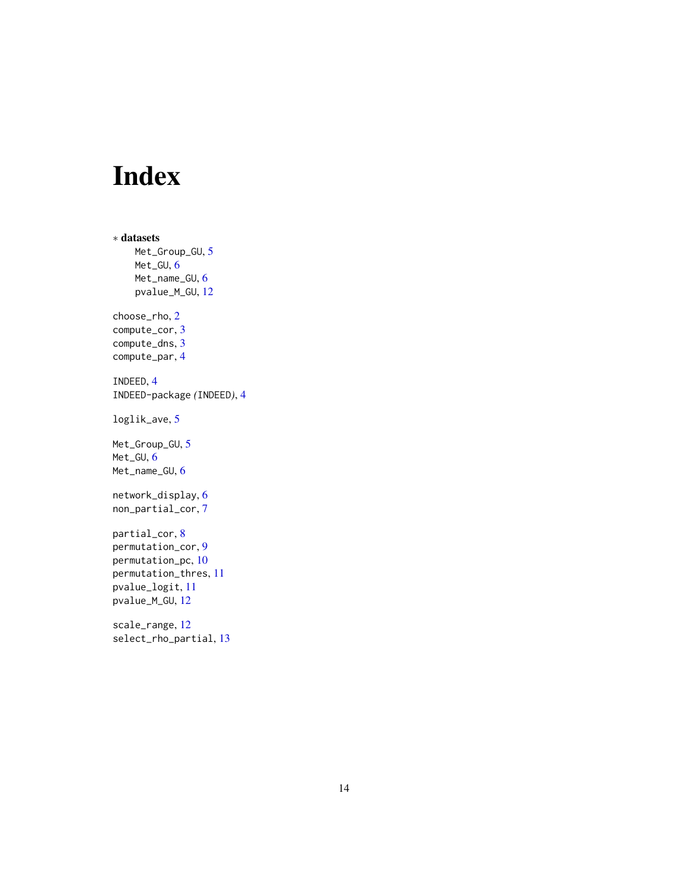# Index

∗ **datasets**

- Met_Group_GU, 5
- Met_GU, 6
- Met_name_GU, 6
- pvalue_M_GU, 12

choose_rho, 2
compute_cor, 3
compute_dns, 3
compute_par, 4

INDEED, 4
INDEED-package *(*INDEED*)*, 4

loglik_ave, 5

Met_Group_GU, 5
Met_GU, 6
Met_name_GU, 6

network_display, 6
non_partial_cor, 7

partial_cor, 8
permutation_cor, 9
permutation_pc, 10
permutation_thres, 11
pvalue_logit, 11
pvalue_M_GU, 12

scale_range, 12
select_rho_partial, 13